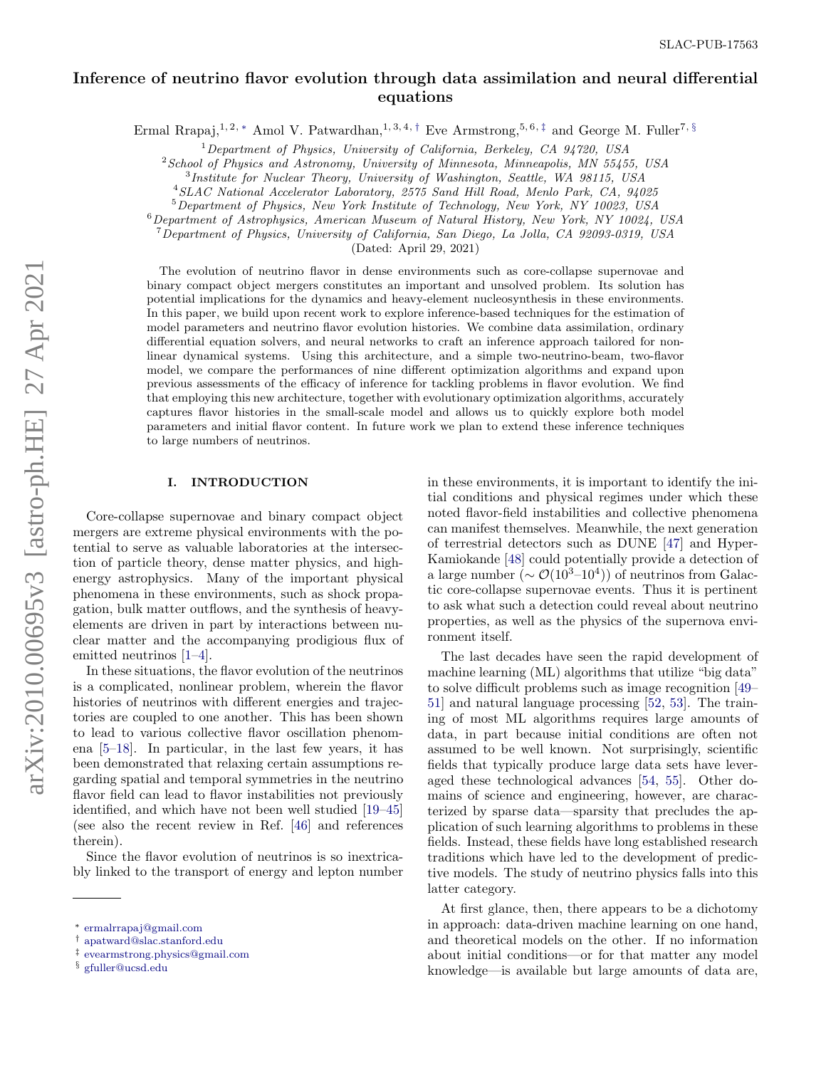SLAC-PUB-17563

# Inference of neutrino flavor evolution through data assimilation and neural differential equations

Ermal Rrapaj,[1,2,*] Amol V. Patwardhan,[1,3,4,†] Eve Armstrong,[5,6,‡] and George M. Fuller[7,§]

[1] *Department of Physics, University of California, Berkeley, CA 94720, USA*
[2] *School of Physics and Astronomy, University of Minnesota, Minneapolis, MN 55455, USA*
[3] *Institute for Nuclear Theory, University of Washington, Seattle, WA 98115, USA*
[4] *SLAC National Accelerator Laboratory, 2575 Sand Hill Road, Menlo Park, CA, 94025*
[5] *Department of Physics, New York Institute of Technology, New York, NY 10023, USA*
[6] *Department of Astrophysics, American Museum of Natural History, New York, NY 10024, USA*
[7] *Department of Physics, University of California, San Diego, La Jolla, CA 92093-0319, USA*

(Dated: April 29, 2021)

The evolution of neutrino flavor in dense environments such as core-collapse supernovae and binary compact object mergers constitutes an important and unsolved problem. Its solution has potential implications for the dynamics and heavy-element nucleosynthesis in these environments. In this paper, we build upon recent work to explore inference-based techniques for the estimation of model parameters and neutrino flavor evolution histories. We combine data assimilation, ordinary differential equation solvers, and neural networks to craft an inference approach tailored for non-linear dynamical systems. Using this architecture, and a simple two-neutrino-beam, two-flavor model, we compare the performances of nine different optimization algorithms and expand upon previous assessments of the efficacy of inference for tackling problems in flavor evolution. We find that employing this new architecture, together with evolutionary optimization algorithms, accurately captures flavor histories in the small-scale model and allows us to quickly explore both model parameters and initial flavor content. In future work we plan to extend these inference techniques to large numbers of neutrinos.

## I. INTRODUCTION

Core-collapse supernovae and binary compact object mergers are extreme physical environments with the potential to serve as valuable laboratories at the intersection of particle theory, dense matter physics, and high-energy astrophysics. Many of the important physical phenomena in these environments, such as shock propagation, bulk matter outflows, and the synthesis of heavy-elements are driven in part by interactions between nuclear matter and the accompanying prodigious flux of emitted neutrinos [1–4].

In these situations, the flavor evolution of the neutrinos is a complicated, nonlinear problem, wherein the flavor histories of neutrinos with different energies and trajectories are coupled to one another. This has been shown to lead to various collective flavor oscillation phenomena [5–18]. In particular, in the last few years, it has been demonstrated that relaxing certain assumptions regarding spatial and temporal symmetries in the neutrino flavor field can lead to flavor instabilities not previously identified, and which have not been well studied [19–45] (see also the recent review in Ref. [46] and references therein).

Since the flavor evolution of neutrinos is so inextricably linked to the transport of energy and lepton number in these environments, it is important to identify the initial conditions and physical regimes under which these noted flavor-field instabilities and collective phenomena can manifest themselves. Meanwhile, the next generation of terrestrial detectors such as DUNE [47] and Hyper-Kamiokande [48] could potentially provide a detection of a large number ($\sim \mathcal{O}(10^3\text{–}10^4)$) of neutrinos from Galactic core-collapse supernovae events. Thus it is pertinent to ask what such a detection could reveal about neutrino properties, as well as the physics of the supernova environment itself.

The last decades have seen the rapid development of machine learning (ML) algorithms that utilize "big data" to solve difficult problems such as image recognition [49–51] and natural language processing [52, 53]. The training of most ML algorithms requires large amounts of data, in part because initial conditions are often not assumed to be well known. Not surprisingly, scientific fields that typically produce large data sets have leveraged these technological advances [54, 55]. Other domains of science and engineering, however, are characterized by sparse data—sparsity that precludes the application of such learning algorithms to problems in these fields. Instead, these fields have long established research traditions which have led to the development of predictive models. The study of neutrino physics falls into this latter category.

At first glance, then, there appears to be a dichotomy in approach: data-driven machine learning on one hand, and theoretical models on the other. If no information about initial conditions—or for that matter any model knowledge—is available but large amounts of data are,

* ermalrrapaj@gmail.com
† apatward@slac.stanford.edu
‡ evearmstrong.physics@gmail.com
§ gfuller@ucsd.edu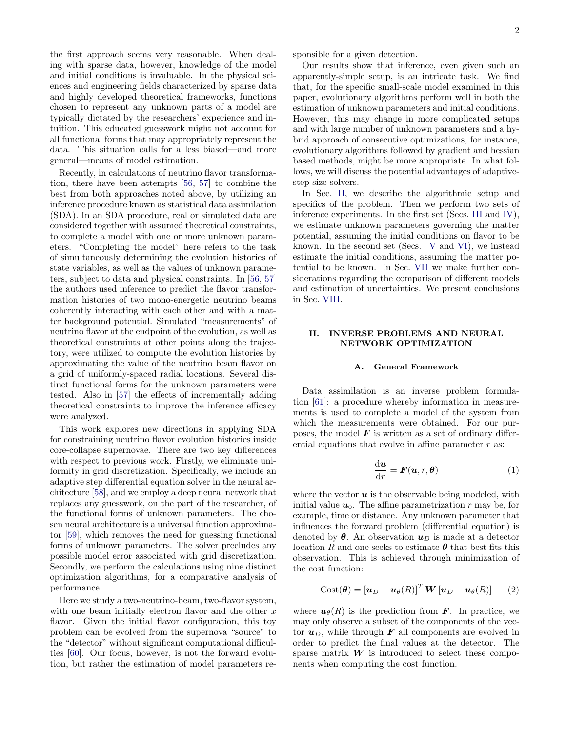the first approach seems very reasonable. When dealing with sparse data, however, knowledge of the model and initial conditions is invaluable. In the physical sciences and engineering fields characterized by sparse data and highly developed theoretical frameworks, functions chosen to represent any unknown parts of a model are typically dictated by the researchers' experience and intuition. This educated guesswork might not account for all functional forms that may appropriately represent the data. This situation calls for a less biased—and more general—means of model estimation.

Recently, in calculations of neutrino flavor transformation, there have been attempts [56, 57] to combine the best from both approaches noted above, by utilizing an inference procedure known as statistical data assimilation (SDA). In an SDA procedure, real or simulated data are considered together with assumed theoretical constraints, to complete a model with one or more unknown parameters. "Completing the model" here refers to the task of simultaneously determining the evolution histories of state variables, as well as the values of unknown parameters, subject to data and physical constraints. In [56, 57] the authors used inference to predict the flavor transformation histories of two mono-energetic neutrino beams coherently interacting with each other and with a matter background potential. Simulated "measurements" of neutrino flavor at the endpoint of the evolution, as well as theoretical constraints at other points along the trajectory, were utilized to compute the evolution histories by approximating the value of the neutrino beam flavor on a grid of uniformly-spaced radial locations. Several distinct functional forms for the unknown parameters were tested. Also in [57] the effects of incrementally adding theoretical constraints to improve the inference efficacy were analyzed.

This work explores new directions in applying SDA for constraining neutrino flavor evolution histories inside core-collapse supernovae. There are two key differences with respect to previous work. Firstly, we eliminate uniformity in grid discretization. Specifically, we include an adaptive step differential equation solver in the neural architecture [58], and we employ a deep neural network that replaces any guesswork, on the part of the researcher, of the functional forms of unknown parameters. The chosen neural architecture is a universal function approximator [59], which removes the need for guessing functional forms of unknown parameters. The solver precludes any possible model error associated with grid discretization. Secondly, we perform the calculations using nine distinct optimization algorithms, for a comparative analysis of performance.

Here we study a two-neutrino-beam, two-flavor system, with one beam initially electron flavor and the other $x$ flavor. Given the initial flavor configuration, this toy problem can be evolved from the supernova "source" to the "detector" without significant computational difficulties [60]. Our focus, however, is not the forward evolution, but rather the estimation of model parameters responsible for a given detection.

Our results show that inference, even given such an apparently-simple setup, is an intricate task. We find that, for the specific small-scale model examined in this paper, evolutionary algorithms perform well in both the estimation of unknown parameters and initial conditions. However, this may change in more complicated setups and with large number of unknown parameters and a hybrid approach of consecutive optimizations, for instance, evolutionary algorithms followed by gradient and hessian based methods, might be more appropriate. In what follows, we will discuss the potential advantages of adaptive-step-size solvers.

In Sec. II, we describe the algorithmic setup and specifics of the problem. Then we perform two sets of inference experiments. In the first set (Secs. III and IV), we estimate unknown parameters governing the matter potential, assuming the initial conditions on flavor to be known. In the second set (Secs. V and VI), we instead estimate the initial conditions, assuming the matter potential to be known. In Sec. VII we make further considerations regarding the comparison of different models and estimation of uncertainties. We present conclusions in Sec. VIII.

## II. INVERSE PROBLEMS AND NEURAL NETWORK OPTIMIZATION

### A. General Framework

Data assimilation is an inverse problem formulation [61]: a procedure whereby information in measurements is used to complete a model of the system from which the measurements were obtained. For our purposes, the model $\boldsymbol{F}$ is written as a set of ordinary differential equations that evolve in affine parameter $r$ as:

$$\frac{\mathrm{d}\boldsymbol{u}}{\mathrm{d}r} = \boldsymbol{F}(\boldsymbol{u}, r, \boldsymbol{\theta}) \tag{1}$$

where the vector $\boldsymbol{u}$ is the observable being modeled, with initial value $\boldsymbol{u}_0$. The affine parametrization $r$ may be, for example, time or distance. Any unknown parameter that influences the forward problem (differential equation) is denoted by $\boldsymbol{\theta}$. An observation $\boldsymbol{u}_D$ is made at a detector location $R$ and one seeks to estimate $\boldsymbol{\theta}$ that best fits this observation. This is achieved through minimization of the cost function:

$$\mathrm{Cost}(\boldsymbol{\theta}) = \left[\boldsymbol{u}_D - \boldsymbol{u}_\theta(R)\right]^T \boldsymbol{W} \left[\boldsymbol{u}_D - \boldsymbol{u}_\theta(R)\right] \tag{2}$$

where $\boldsymbol{u}_\theta(R)$ is the prediction from $\boldsymbol{F}$. In practice, we may only observe a subset of the components of the vector $\boldsymbol{u}_D$, while through $\boldsymbol{F}$ all components are evolved in order to predict the final values at the detector. The sparse matrix $\boldsymbol{W}$ is introduced to select these components when computing the cost function.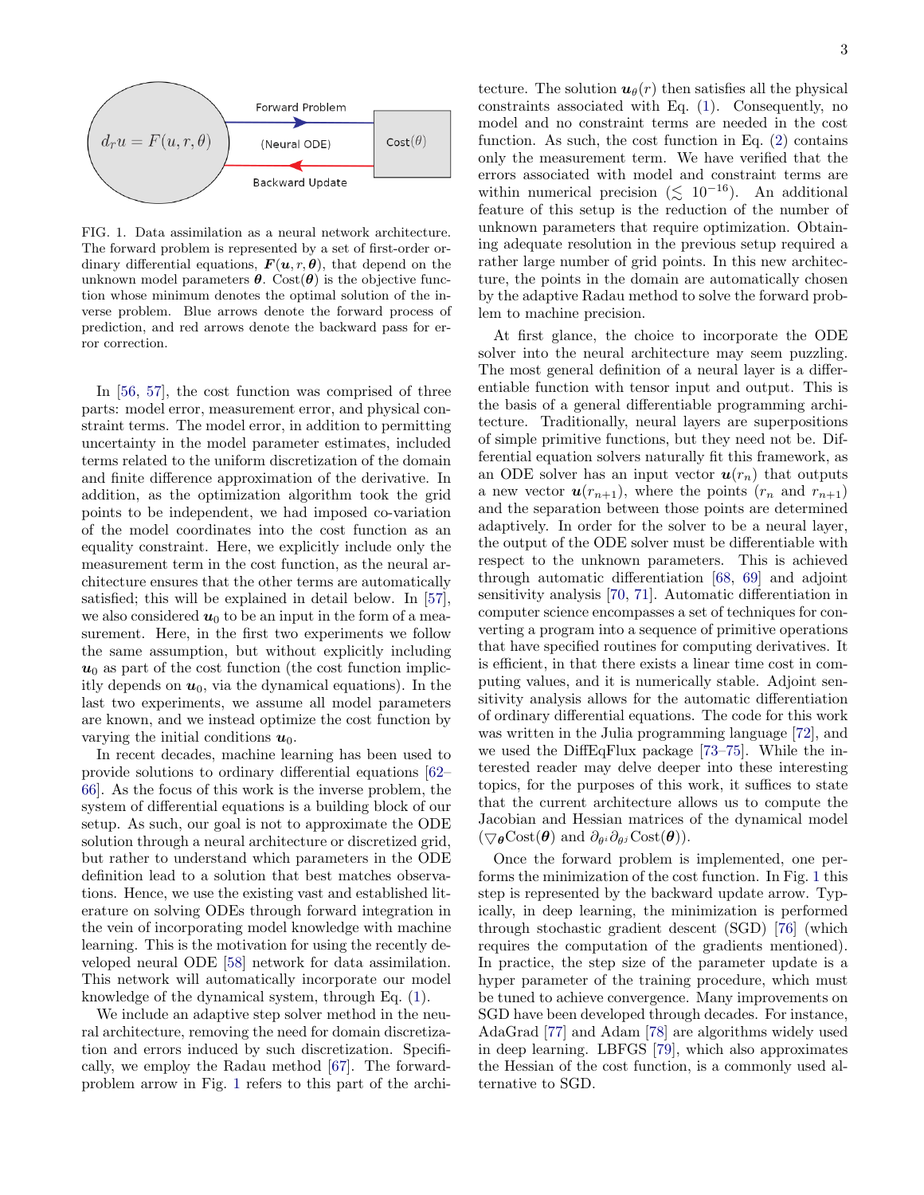FIG. 1. Data assimilation as a neural network architecture. The forward problem is represented by a set of first-order ordinary differential equations, $\boldsymbol{F}(\boldsymbol{u}, r, \boldsymbol{\theta})$, that depend on the unknown model parameters $\boldsymbol{\theta}$. $\text{Cost}(\boldsymbol{\theta})$ is the objective function whose minimum denotes the optimal solution of the inverse problem. Blue arrows denote the forward process of prediction, and red arrows denote the backward pass for error correction.

In [56, 57], the cost function was comprised of three parts: model error, measurement error, and physical constraint terms. The model error, in addition to permitting uncertainty in the model parameter estimates, included terms related to the uniform discretization of the domain and finite difference approximation of the derivative. In addition, as the optimization algorithm took the grid points to be independent, we had imposed co-variation of the model coordinates into the cost function as an equality constraint. Here, we explicitly include only the measurement term in the cost function, as the neural architecture ensures that the other terms are automatically satisfied; this will be explained in detail below. In [57], we also considered $\boldsymbol{u}_0$ to be an input in the form of a measurement. Here, in the first two experiments we follow the same assumption, but without explicitly including $\boldsymbol{u}_0$ as part of the cost function (the cost function implicitly depends on $\boldsymbol{u}_0$, via the dynamical equations). In the last two experiments, we assume all model parameters are known, and we instead optimize the cost function by varying the initial conditions $\boldsymbol{u}_0$.

In recent decades, machine learning has been used to provide solutions to ordinary differential equations [62–66]. As the focus of this work is the inverse problem, the system of differential equations is a building block of our setup. As such, our goal is not to approximate the ODE solution through a neural architecture or discretized grid, but rather to understand which parameters in the ODE definition lead to a solution that best matches observations. Hence, we use the existing vast and established literature on solving ODEs through forward integration in the vein of incorporating model knowledge with machine learning. This is the motivation for using the recently developed neural ODE [58] network for data assimilation. This network will automatically incorporate our model knowledge of the dynamical system, through Eq. (1).

We include an adaptive step solver method in the neural architecture, removing the need for domain discretization and errors induced by such discretization. Specifically, we employ the Radau method [67]. The forward-problem arrow in Fig. 1 refers to this part of the architecture. The solution $\boldsymbol{u}_\theta(r)$ then satisfies all the physical constraints associated with Eq. (1). Consequently, no model and no constraint terms are needed in the cost function. As such, the cost function in Eq. (2) contains only the measurement term. We have verified that the errors associated with model and constraint terms are within numerical precision ($\lesssim 10^{-16}$). An additional feature of this setup is the reduction of the number of unknown parameters that require optimization. Obtaining adequate resolution in the previous setup required a rather large number of grid points. In this new architecture, the points in the domain are automatically chosen by the adaptive Radau method to solve the forward problem to machine precision.

At first glance, the choice to incorporate the ODE solver into the neural architecture may seem puzzling. The most general definition of a neural layer is a differentiable function with tensor input and output. This is the basis of a general differentiable programming architecture. Traditionally, neural layers are superpositions of simple primitive functions, but they need not be. Differential equation solvers naturally fit this framework, as an ODE solver has an input vector $\boldsymbol{u}(r_n)$ that outputs a new vector $\boldsymbol{u}(r_{n+1})$, where the points ($r_n$ and $r_{n+1}$) and the separation between those points are determined adaptively. In order for the solver to be a neural layer, the output of the ODE solver must be differentiable with respect to the unknown parameters. This is achieved through automatic differentiation [68, 69] and adjoint sensitivity analysis [70, 71]. Automatic differentiation in computer science encompasses a set of techniques for converting a program into a sequence of primitive operations that have specified routines for computing derivatives. It is efficient, in that there exists a linear time cost in computing values, and it is numerically stable. Adjoint sensitivity analysis allows for the automatic differentiation of ordinary differential equations. The code for this work was written in the Julia programming language [72], and we used the DiffEqFlux package [73–75]. While the interested reader may delve deeper into these interesting topics, for the purposes of this work, it suffices to state that the current architecture allows us to compute the Jacobian and Hessian matrices of the dynamical model ($\bigtriangledown_{\boldsymbol{\theta}}\text{Cost}(\boldsymbol{\theta})$ and $\partial_{\theta^i}\partial_{\theta^j}\text{Cost}(\boldsymbol{\theta})$).

Once the forward problem is implemented, one performs the minimization of the cost function. In Fig. 1 this step is represented by the backward update arrow. Typically, in deep learning, the minimization is performed through stochastic gradient descent (SGD) [76] (which requires the computation of the gradients mentioned). In practice, the step size of the parameter update is a hyper parameter of the training procedure, which must be tuned to achieve convergence. Many improvements on SGD have been developed through decades. For instance, AdaGrad [77] and Adam [78] are algorithms widely used in deep learning. LBFGS [79], which also approximates the Hessian of the cost function, is a commonly used alternative to SGD.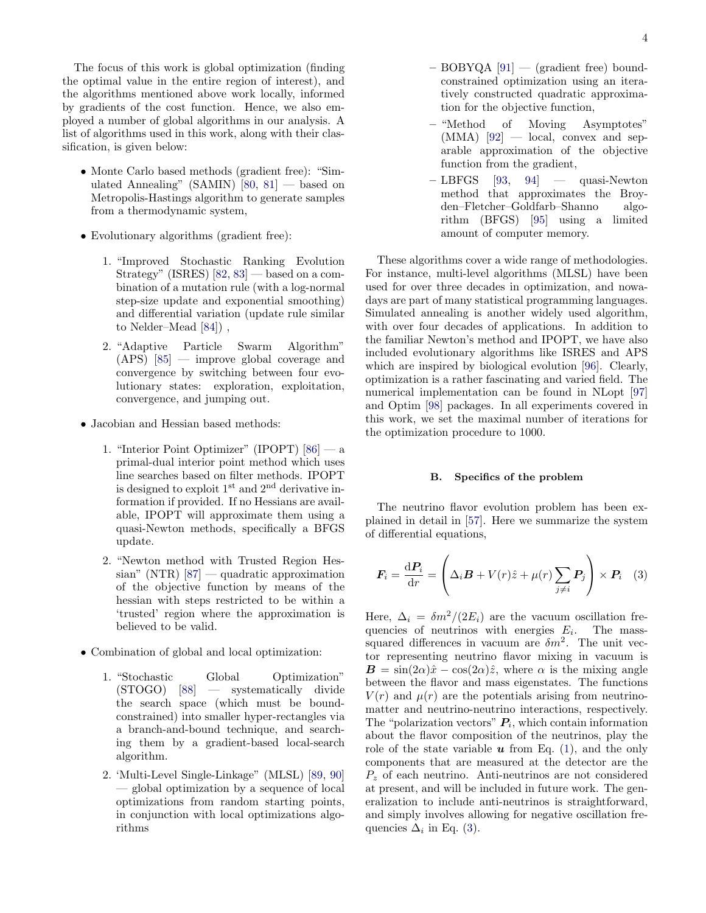The focus of this work is global optimization (finding the optimal value in the entire region of interest), and the algorithms mentioned above work locally, informed by gradients of the cost function. Hence, we also employed a number of global algorithms in our analysis. A list of algorithms used in this work, along with their classification, is given below:

- Monte Carlo based methods (gradient free): "Simulated Annealing" (SAMIN) [80, 81] — based on Metropolis-Hastings algorithm to generate samples from a thermodynamic system,
- Evolutionary algorithms (gradient free):
  1. "Improved Stochastic Ranking Evolution Strategy" (ISRES) [82, 83] — based on a combination of a mutation rule (with a log-normal step-size update and exponential smoothing) and differential variation (update rule similar to Nelder–Mead [84]) ,
  2. "Adaptive Particle Swarm Algorithm" (APS) [85] — improve global coverage and convergence by switching between four evolutionary states: exploration, exploitation, convergence, and jumping out.
- Jacobian and Hessian based methods:
  1. "Interior Point Optimizer" (IPOPT) [86] — a primal-dual interior point method which uses line searches based on filter methods. IPOPT is designed to exploit 1st and 2nd derivative information if provided. If no Hessians are available, IPOPT will approximate them using a quasi-Newton methods, specifically a BFGS update.
  2. "Newton method with Trusted Region Hessian" (NTR) [87] — quadratic approximation of the objective function by means of the hessian with steps restricted to be within a 'trusted' region where the approximation is believed to be valid.
- Combination of global and local optimization:
  1. "Stochastic Global Optimization" (STOGO) [88] — systematically divide the search space (which must be bound-constrained) into smaller hyper-rectangles via a branch-and-bound technique, and searching them by a gradient-based local-search algorithm.
  2. 'Multi-Level Single-Linkage" (MLSL) [89, 90] — global optimization by a sequence of local optimizations from random starting points, in conjunction with local optimizations algorithms
     - BOBYQA [91] — (gradient free) bound-constrained optimization using an iteratively constructed quadratic approximation for the objective function,
     - "Method of Moving Asymptotes" (MMA) [92] — local, convex and separable approximation of the objective function from the gradient,
     - LBFGS [93, 94] — quasi-Newton method that approximates the Broyden–Fletcher–Goldfarb–Shanno algorithm (BFGS) [95] using a limited amount of computer memory.

These algorithms cover a wide range of methodologies. For instance, multi-level algorithms (MLSL) have been used for over three decades in optimization, and nowadays are part of many statistical programming languages. Simulated annealing is another widely used algorithm, with over four decades of applications. In addition to the familiar Newton's method and IPOPT, we have also included evolutionary algorithms like ISRES and APS which are inspired by biological evolution [96]. Clearly, optimization is a rather fascinating and varied field. The numerical implementation can be found in NLopt [97] and Optim [98] packages. In all experiments covered in this work, we set the maximal number of iterations for the optimization procedure to 1000.

### B. Specifics of the problem

The neutrino flavor evolution problem has been explained in detail in [57]. Here we summarize the system of differential equations,

$$\boldsymbol{F}_i = \frac{\mathrm{d}\boldsymbol{P}_i}{\mathrm{d}r} = \left( \Delta_i \boldsymbol{B} + V(r)\hat{z} + \mu(r) \sum_{j \neq i} \boldsymbol{P}_j \right) \times \boldsymbol{P}_i \quad (3)$$

Here, $\Delta_i = \delta m^2/(2E_i)$ are the vacuum oscillation frequencies of neutrinos with energies $E_i$. The mass-squared differences in vacuum are $\delta m^2$. The unit vector representing neutrino flavor mixing in vacuum is $\boldsymbol{B} = \sin(2\alpha)\hat{x} - \cos(2\alpha)\hat{z}$, where $\alpha$ is the mixing angle between the flavor and mass eigenstates. The functions $V(r)$ and $\mu(r)$ are the potentials arising from neutrino-matter and neutrino-neutrino interactions, respectively. The "polarization vectors" $\boldsymbol{P}_i$, which contain information about the flavor composition of the neutrinos, play the role of the state variable $\boldsymbol{u}$ from Eq. (1), and the only components that are measured at the detector are the $P_z$ of each neutrino. Anti-neutrinos are not considered at present, and will be included in future work. The generalization to include anti-neutrinos is straightforward, and simply involves allowing for negative oscillation frequencies $\Delta_i$ in Eq. (3).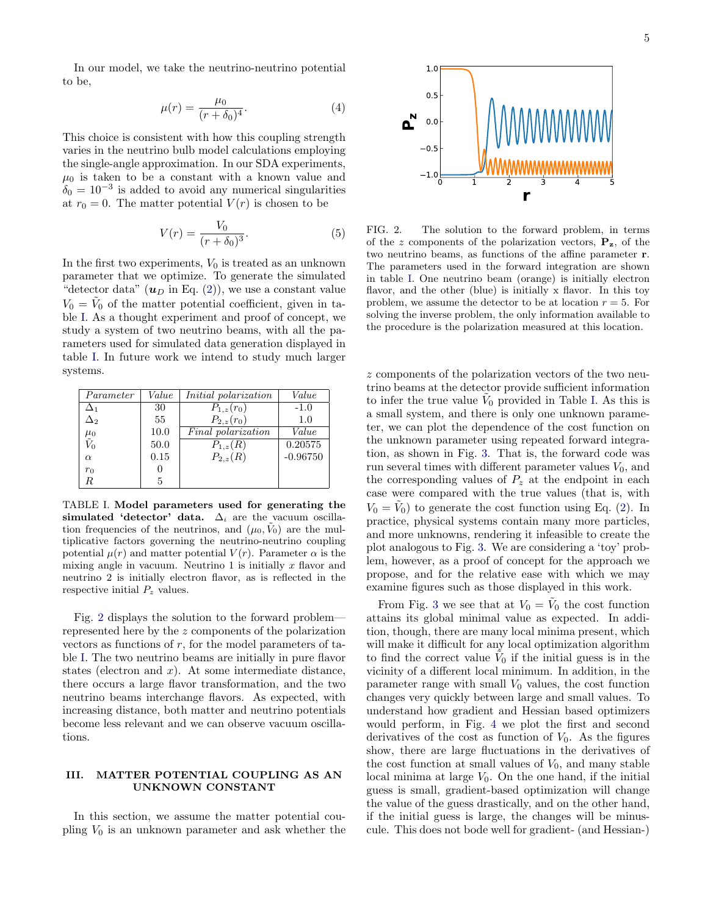In our model, we take the neutrino-neutrino potential to be,

$$\mu(r) = \frac{\mu_0}{(r+\delta_0)^4}. \tag{4}$$

This choice is consistent with how this coupling strength varies in the neutrino bulb model calculations employing the single-angle approximation. In our SDA experiments, $\mu_0$ is taken to be a constant with a known value and $\delta_0 = 10^{-3}$ is added to avoid any numerical singularities at $r_0 = 0$. The matter potential $V(r)$ is chosen to be

$$V(r) = \frac{V_0}{(r+\delta_0)^3}. \tag{5}$$

In the first two experiments, $V_0$ is treated as an unknown parameter that we optimize. To generate the simulated "detector data" ($\boldsymbol{u}_D$ in Eq. (2)), we use a constant value $V_0 = \tilde{V}_0$ of the matter potential coefficient, given in table I. As a thought experiment and proof of concept, we study a system of two neutrino beams, with all the parameters used for simulated data generation displayed in table I. In future work we intend to study much larger systems.

| *Parameter* | *Value* | *Initial polarization* | *Value* |
|---|---|---|---|
| $\Delta_1$ | 30 | $P_{1,z}(r_0)$ | -1.0 |
| $\Delta_2$ | 55 | $P_{2,z}(r_0)$ | 1.0 |
| $\mu_0$ | 10.0 | *Final polarization* | *Value* |
| $\tilde{V}_0$ | 50.0 | $P_{1,z}(R)$ | 0.20575 |
| $\alpha$ | 0.15 | $P_{2,z}(R)$ | -0.96750 |
| $r_0$ | 0 | | |
| $R$ | 5 | | |

TABLE I. **Model parameters used for generating the simulated 'detector' data.** $\Delta_i$ are the vacuum oscillation frequencies of the neutrinos, and $(\mu_0, \tilde{V}_0)$ are the multiplicative factors governing the neutrino-neutrino coupling potential $\mu(r)$ and matter potential $V(r)$. Parameter $\alpha$ is the mixing angle in vacuum. Neutrino 1 is initially $x$ flavor and neutrino 2 is initially electron flavor, as is reflected in the respective initial $P_z$ values.

Fig. 2 displays the solution to the forward problem—represented here by the $z$ components of the polarization vectors as functions of $r$, for the model parameters of table I. The two neutrino beams are initially in pure flavor states (electron and $x$). At some intermediate distance, there occurs a large flavor transformation, and the two neutrino beams interchange flavors. As expected, with increasing distance, both matter and neutrino potentials become less relevant and we can observe vacuum oscillations.

FIG. 2. The solution to the forward problem, in terms of the $z$ components of the polarization vectors, $\mathbf{P_z}$, of the two neutrino beams, as functions of the affine parameter $\mathbf{r}$. The parameters used in the forward integration are shown in table I. One neutrino beam (orange) is initially electron flavor, and the other (blue) is initially x flavor. In this toy problem, we assume the detector to be at location $r = 5$. For solving the inverse problem, the only information available to the procedure is the polarization measured at this location.

## III. MATTER POTENTIAL COUPLING AS AN UNKNOWN CONSTANT

In this section, we assume the matter potential coupling $V_0$ is an unknown parameter and ask whether the $z$ components of the polarization vectors of the two neutrino beams at the detector provide sufficient information to infer the true value $\tilde{V}_0$ provided in Table I. As this is a small system, and there is only one unknown parameter, we can plot the dependence of the cost function on the unknown parameter using repeated forward integration, as shown in Fig. 3. That is, the forward code was run several times with different parameter values $V_0$, and the corresponding values of $P_z$ at the endpoint in each case were compared with the true values (that is, with $V_0 = \tilde{V}_0$) to generate the cost function using Eq. (2). In practice, physical systems contain many more particles, and more unknowns, rendering it infeasible to create the plot analogous to Fig. 3. We are considering a 'toy' problem, however, as a proof of concept for the approach we propose, and for the relative ease with which we may examine figures such as those displayed in this work.

From Fig. 3 we see that at $V_0 = \tilde{V}_0$ the cost function attains its global minimal value as expected. In addition, though, there are many local minima present, which will make it difficult for any local optimization algorithm to find the correct value $\tilde{V}_0$ if the initial guess is in the vicinity of a different local minimum. In addition, in the parameter range with small $V_0$ values, the cost function changes very quickly between large and small values. To understand how gradient and Hessian based optimizers would perform, in Fig. 4 we plot the first and second derivatives of the cost as function of $V_0$. As the figures show, there are large fluctuations in the derivatives of the cost function at small values of $V_0$, and many stable local minima at large $V_0$. On the one hand, if the initial guess is small, gradient-based optimization will change the value of the guess drastically, and on the other hand, if the initial guess is large, the changes will be minuscule. This does not bode well for gradient- (and Hessian-)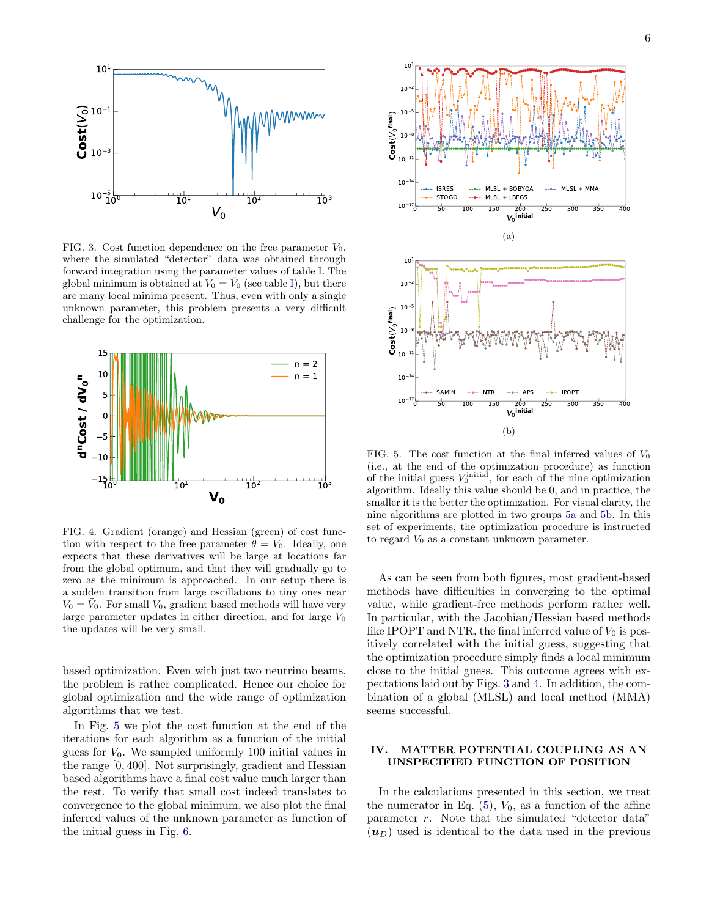FIG. 3. Cost function dependence on the free parameter $V_0$, where the simulated "detector" data was obtained through forward integration using the parameter values of table I. The global minimum is obtained at $V_0 = \tilde{V}_0$ (see table I), but there are many local minima present. Thus, even with only a single unknown parameter, this problem presents a very difficult challenge for the optimization.

FIG. 4. Gradient (orange) and Hessian (green) of cost function with respect to the free parameter $\theta = V_0$. Ideally, one expects that these derivatives will be large at locations far from the global optimum, and that they will gradually go to zero as the minimum is approached. In our setup there is a sudden transition from large oscillations to tiny ones near $V_0 = \tilde{V}_0$. For small $V_0$, gradient based methods will have very large parameter updates in either direction, and for large $V_0$ the updates will be very small.

based optimization. Even with just two neutrino beams, the problem is rather complicated. Hence our choice for global optimization and the wide range of optimization algorithms that we test.

In Fig. 5 we plot the cost function at the end of the iterations for each algorithm as a function of the initial guess for $V_0$. We sampled uniformly 100 initial values in the range $[0, 400]$. Not surprisingly, gradient and Hessian based algorithms have a final cost value much larger than the rest. To verify that small cost indeed translates to convergence to the global minimum, we also plot the final inferred values of the unknown parameter as function of the initial guess in Fig. 6.

(a)

(b)

FIG. 5. The cost function at the final inferred values of $V_0$ (i.e., at the end of the optimization procedure) as function of the initial guess $V_0^{\rm initial}$, for each of the nine optimization algorithm. Ideally this value should be 0, and in practice, the smaller it is the better the optimization. For visual clarity, the nine algorithms are plotted in two groups 5a and 5b. In this set of experiments, the optimization procedure is instructed to regard $V_0$ as a constant unknown parameter.

As can be seen from both figures, most gradient-based methods have difficulties in converging to the optimal value, while gradient-free methods perform rather well. In particular, with the Jacobian/Hessian based methods like IPOPT and NTR, the final inferred value of $V_0$ is positively correlated with the initial guess, suggesting that the optimization procedure simply finds a local minimum close to the initial guess. This outcome agrees with expectations laid out by Figs. 3 and 4. In addition, the combination of a global (MLSL) and local method (MMA) seems successful.

## IV. MATTER POTENTIAL COUPLING AS AN UNSPECIFIED FUNCTION OF POSITION

In the calculations presented in this section, we treat the numerator in Eq. (5), $V_0$, as a function of the affine parameter $r$. Note that the simulated "detector data" ($\boldsymbol{u}_D$) used is identical to the data used in the previous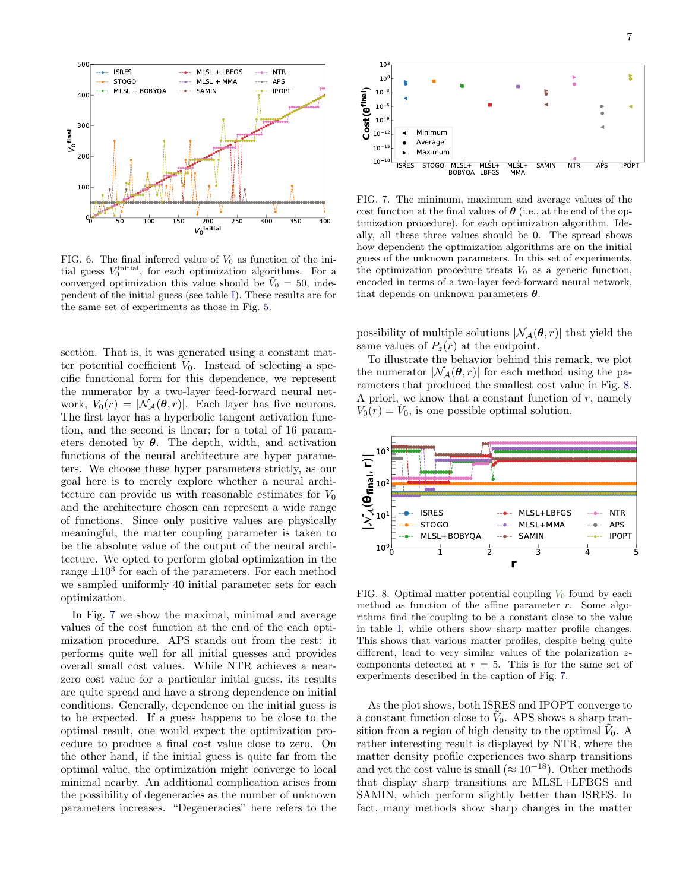FIG. 6. The final inferred value of $V_0$ as function of the initial guess $V_0^{\rm initial}$, for each optimization algorithms. For a converged optimization this value should be $\tilde{V}_0 = 50$, independent of the initial guess (see table I). These results are for the same set of experiments as those in Fig. 5.

FIG. 7. The minimum, maximum and average values of the cost function at the final values of $\boldsymbol{\theta}$ (i.e., at the end of the optimization procedure), for each optimization algorithm. Ideally, all these three values should be 0. The spread shows how dependent the optimization algorithms are on the initial guess of the unknown parameters. In this set of experiments, the optimization procedure treats $V_0$ as a generic function, encoded in terms of a two-layer feed-forward neural network, that depends on unknown parameters $\boldsymbol{\theta}$.

section. That is, it was generated using a constant matter potential coefficient $\tilde{V}_0$. Instead of selecting a specific functional form for this dependence, we represent the numerator by a two-layer feed-forward neural network, $V_0(r) = |\mathcal{N}_{\mathcal{A}}(\boldsymbol{\theta}, r)|$. Each layer has five neurons. The first layer has a hyperbolic tangent activation function, and the second is linear; for a total of 16 parameters denoted by $\boldsymbol{\theta}$. The depth, width, and activation functions of the neural architecture are hyper parameters. We choose these hyper parameters strictly, as our goal here is to merely explore whether a neural architecture can provide us with reasonable estimates for $V_0$ and the architecture chosen can represent a wide range of functions. Since only positive values are physically meaningful, the matter coupling parameter is taken to be the absolute value of the output of the neural architecture. We opted to perform global optimization in the range $\pm 10^3$ for each of the parameters. For each method we sampled uniformly 40 initial parameter sets for each optimization.

In Fig. 7 we show the maximal, minimal and average values of the cost function at the end of the each optimization procedure. APS stands out from the rest: it performs quite well for all initial guesses and provides overall small cost values. While NTR achieves a near-zero cost value for a particular initial guess, its results are quite spread and have a strong dependence on initial conditions. Generally, dependence on the initial guess is to be expected. If a guess happens to be close to the optimal result, one would expect the optimization procedure to produce a final cost value close to zero. On the other hand, if the initial guess is quite far from the optimal value, the optimization might converge to local minimal nearby. An additional complication arises from the possibility of degeneracies as the number of unknown parameters increases. "Degeneracies" here refers to the possibility of multiple solutions $|\mathcal{N}_{\mathcal{A}}(\boldsymbol{\theta}, r)|$ that yield the same values of $P_z(r)$ at the endpoint.

To illustrate the behavior behind this remark, we plot the numerator $|\mathcal{N}_{\mathcal{A}}(\boldsymbol{\theta}, r)|$ for each method using the parameters that produced the smallest cost value in Fig. 8. A priori, we know that a constant function of $r$, namely $V_0(r) = \tilde{V}_0$, is one possible optimal solution.

FIG. 8. Optimal matter potential coupling $V_0$ found by each method as function of the affine parameter $r$. Some algorithms find the coupling to be a constant close to the value in table I, while others show sharp matter profile changes. This shows that various matter profiles, despite being quite different, lead to very similar values of the polarization $z$-components detected at $r = 5$. This is for the same set of experiments described in the caption of Fig. 7.

As the plot shows, both ISRES and IPOPT converge to a constant function close to $\tilde{V}_0$. APS shows a sharp transition from a region of high density to the optimal $\tilde{V}_0$. A rather interesting result is displayed by NTR, where the matter density profile experiences two sharp transitions and yet the cost value is small ($\approx 10^{-18}$). Other methods that display sharp transitions are MLSL+LFBGS and SAMIN, which perform slightly better than ISRES. In fact, many methods show sharp changes in the matter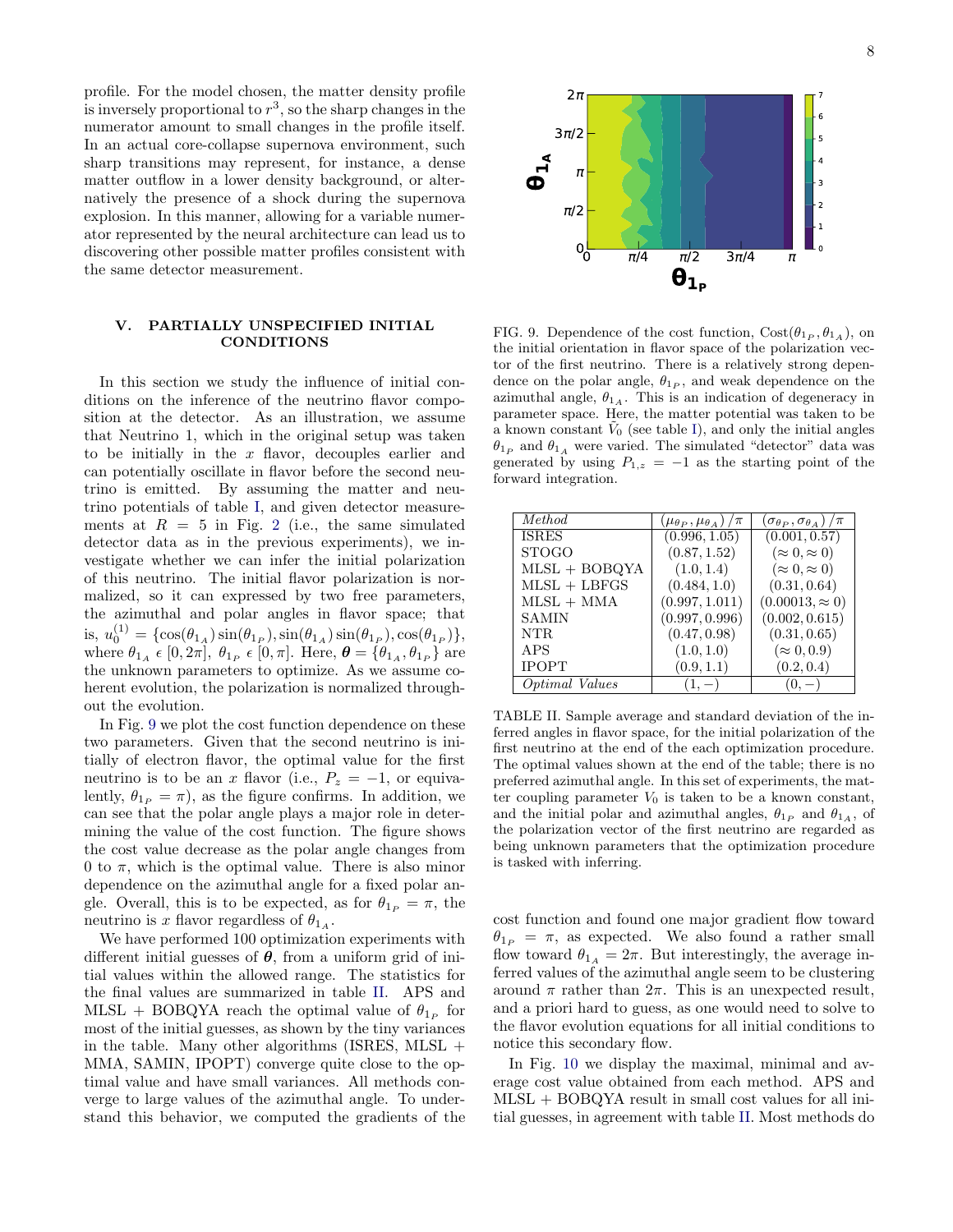profile. For the model chosen, the matter density profile is inversely proportional to $r^3$, so the sharp changes in the numerator amount to small changes in the profile itself. In an actual core-collapse supernova environment, such sharp transitions may represent, for instance, a dense matter outflow in a lower density background, or alternatively the presence of a shock during the supernova explosion. In this manner, allowing for a variable numerator represented by the neural architecture can lead us to discovering other possible matter profiles consistent with the same detector measurement.

## V. PARTIALLY UNSPECIFIED INITIAL CONDITIONS

In this section we study the influence of initial conditions on the inference of the neutrino flavor composition at the detector. As an illustration, we assume that Neutrino 1, which in the original setup was taken to be initially in the $x$ flavor, decouples earlier and can potentially oscillate in flavor before the second neutrino is emitted. By assuming the matter and neutrino potentials of table I, and given detector measurements at $R = 5$ in Fig. 2 (i.e., the same simulated detector data as in the previous experiments), we investigate whether we can infer the initial polarization of this neutrino. The initial flavor polarization is normalized, so it can expressed by two free parameters, the azimuthal and polar angles in flavor space; that is, $u_0^{(1)} = \{\cos(\theta_{1_A})\sin(\theta_{1_P}), \sin(\theta_{1_A})\sin(\theta_{1_P}), \cos(\theta_{1_P})\}$, where $\theta_{1_A} \in [0, 2\pi]$, $\theta_{1_P} \in [0, \pi]$. Here, $\boldsymbol{\theta} = \{\theta_{1_A}, \theta_{1_P}\}$ are the unknown parameters to optimize. As we assume coherent evolution, the polarization is normalized throughout the evolution.

In Fig. 9 we plot the cost function dependence on these two parameters. Given that the second neutrino is initially of electron flavor, the optimal value for the first neutrino is to be an $x$ flavor (i.e., $P_z = -1$, or equivalently, $\theta_{1_P} = \pi$), as the figure confirms. In addition, we can see that the polar angle plays a major role in determining the value of the cost function. The figure shows the cost value decrease as the polar angle changes from 0 to $\pi$, which is the optimal value. There is also minor dependence on the azimuthal angle for a fixed polar angle. Overall, this is to be expected, as for $\theta_{1_P} = \pi$, the neutrino is $x$ flavor regardless of $\theta_{1_A}$.

We have performed 100 optimization experiments with different initial guesses of $\boldsymbol{\theta}$, from a uniform grid of initial values within the allowed range. The statistics for the final values are summarized in table II. APS and MLSL + BOBQYA reach the optimal value of $\theta_{1_P}$ for most of the initial guesses, as shown by the tiny variances in the table. Many other algorithms (ISRES, MLSL + MMA, SAMIN, IPOPT) converge quite close to the optimal value and have small variances. All methods converge to large values of the azimuthal angle. To understand this behavior, we computed the gradients of the cost function and found one major gradient flow toward $\theta_{1_P} = \pi$, as expected. We also found a rather small flow toward $\theta_{1_A} = 2\pi$. But interestingly, the average inferred values of the azimuthal angle seem to be clustering around $\pi$ rather than $2\pi$. This is an unexpected result, and a priori hard to guess, as one would need to solve to the flavor evolution equations for all initial conditions to notice this secondary flow.

In Fig. 10 we display the maximal, minimal and average cost value obtained from each method. APS and MLSL + BOBQYA result in small cost values for all initial guesses, in agreement with table II. Most methods do

FIG. 9. Dependence of the cost function, $\mathrm{Cost}(\theta_{1_P}, \theta_{1_A})$, on the initial orientation in flavor space of the polarization vector of the first neutrino. There is a relatively strong dependence on the polar angle, $\theta_{1_P}$, and weak dependence on the azimuthal angle, $\theta_{1_A}$. This is an indication of degeneracy in parameter space. Here, the matter potential was taken to be a known constant $\tilde{V}_0$ (see table I), and only the initial angles $\theta_{1_P}$ and $\theta_{1_A}$ were varied. The simulated "detector" data was generated by using $P_{1,z} = -1$ as the starting point of the forward integration.

| *Method* | $(\mu_{\theta_P}, \mu_{\theta_A})/\pi$ | $(\sigma_{\theta_P}, \sigma_{\theta_A})/\pi$ |
|---|---|---|
| ISRES | $(0.996, 1.05)$ | $(0.001, 0.57)$ |
| STOGO | $(0.87, 1.52)$ | $(\approx 0, \approx 0)$ |
| MLSL + BOBQYA | $(1.0, 1.4)$ | $(\approx 0, \approx 0)$ |
| MLSL + LBFGS | $(0.484, 1.0)$ | $(0.31, 0.64)$ |
| MLSL + MMA | $(0.997, 1.011)$ | $(0.00013, \approx 0)$ |
| SAMIN | $(0.997, 0.996)$ | $(0.002, 0.615)$ |
| NTR | $(0.47, 0.98)$ | $(0.31, 0.65)$ |
| APS | $(1.0, 1.0)$ | $(\approx 0, 0.9)$ |
| IPOPT | $(0.9, 1.1)$ | $(0.2, 0.4)$ |
| *Optimal Values* | $(1, -)$ | $(0, -)$ |

TABLE II. Sample average and standard deviation of the inferred angles in flavor space, for the initial polarization of the first neutrino at the end of the each optimization procedure. The optimal values shown at the end of the table; there is no preferred azimuthal angle. In this set of experiments, the matter coupling parameter $V_0$ is taken to be a known constant, and the initial polar and azimuthal angles, $\theta_{1_P}$ and $\theta_{1_A}$, of the polarization vector of the first neutrino are regarded as being unknown parameters that the optimization procedure is tasked with inferring.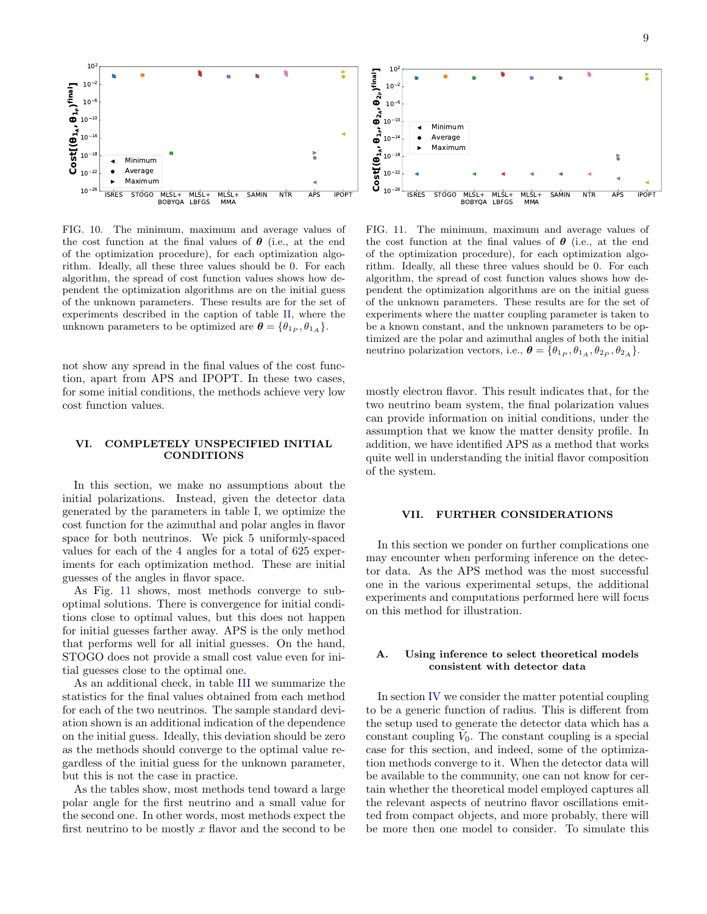FIG. 10. The minimum, maximum and average values of the cost function at the final values of $\boldsymbol{\theta}$ (i.e., at the end of the optimization procedure), for each optimization algorithm. Ideally, all these three values should be 0. For each algorithm, the spread of cost function values shows how dependent the optimization algorithms are on the initial guess of the unknown parameters. These results are for the set of experiments described in the caption of table II, where the unknown parameters to be optimized are $\boldsymbol{\theta} = \{\theta_{1_P}, \theta_{1_A}\}$.

FIG. 11. The minimum, maximum and average values of the cost function at the final values of $\boldsymbol{\theta}$ (i.e., at the end of the optimization procedure), for each optimization algorithm. Ideally, all these three values should be 0. For each algorithm, the spread of cost function values shows how dependent the optimization algorithms are on the initial guess of the unknown parameters. These results are for the set of experiments where the matter coupling parameter is taken to be a known constant, and the unknown parameters to be optimized are the polar and azimuthal angles of both the initial neutrino polarization vectors, i.e., $\boldsymbol{\theta} = \{\theta_{1_P}, \theta_{1_A}, \theta_{2_P}, \theta_{2_A}\}$.

not show any spread in the final values of the cost function, apart from APS and IPOPT. In these two cases, for some initial conditions, the methods achieve very low cost function values.

## VI. COMPLETELY UNSPECIFIED INITIAL CONDITIONS

In this section, we make no assumptions about the initial polarizations. Instead, given the detector data generated by the parameters in table I, we optimize the cost function for the azimuthal and polar angles in flavor space for both neutrinos. We pick 5 uniformly-spaced values for each of the 4 angles for a total of 625 experiments for each optimization method. These are initial guesses of the angles in flavor space.

As Fig. 11 shows, most methods converge to suboptimal solutions. There is convergence for initial conditions close to optimal values, but this does not happen for initial guesses farther away. APS is the only method that performs well for all initial guesses. On the hand, STOGO does not provide a small cost value even for initial guesses close to the optimal one.

As an additional check, in table III we summarize the statistics for the final values obtained from each method for each of the two neutrinos. The sample standard deviation shown is an additional indication of the dependence on the initial guess. Ideally, this deviation should be zero as the methods should converge to the optimal value regardless of the initial guess for the unknown parameter, but this is not the case in practice.

As the tables show, most methods tend toward a large polar angle for the first neutrino and a small value for the second one. In other words, most methods expect the first neutrino to be mostly $x$ flavor and the second to be mostly electron flavor. This result indicates that, for the two neutrino beam system, the final polarization values can provide information on initial conditions, under the assumption that we know the matter density profile. In addition, we have identified APS as a method that works quite well in understanding the initial flavor composition of the system.

## VII. FURTHER CONSIDERATIONS

In this section we ponder on further complications one may encounter when performing inference on the detector data. As the APS method was the most successful one in the various experimental setups, the additional experiments and computations performed here will focus on this method for illustration.

### A. Using inference to select theoretical models consistent with detector data

In section IV we consider the matter potential coupling to be a generic function of radius. This is different from the setup used to generate the detector data which has a constant coupling $\widetilde{V}_0$. The constant coupling is a special case for this section, and indeed, some of the optimization methods converge to it. When the detector data will be available to the community, one can not know for certain whether the theoretical model employed captures all the relevant aspects of neutrino flavor oscillations emitted from compact objects, and more probably, there will be more then one model to consider. To simulate this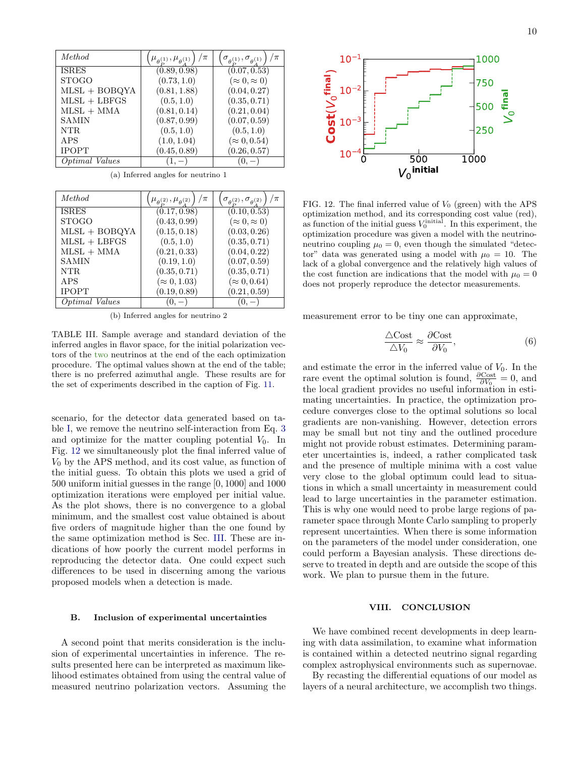| *Method* | $\left(\mu_{\theta_P^{(1)}}, \mu_{\theta_A^{(1)}}\right)/\pi$ | $\left(\sigma_{\theta_P^{(1)}}, \sigma_{\theta_A^{(1)}}\right)/\pi$ |
|---|---|---|
| ISRES | $(0.89, 0.98)$ | $(0.07, 0.53)$ |
| STOGO | $(0.73, 1.0)$ | $(\approx 0, \approx 0)$ |
| MLSL + BOBQYA | $(0.81, 1.88)$ | $(0.04, 0.27)$ |
| MLSL + LBFGS | $(0.5, 1.0)$ | $(0.35, 0.71)$ |
| MLSL + MMA | $(0.81, 0.14)$ | $(0.21, 0.04)$ |
| SAMIN | $(0.87, 0.99)$ | $(0.07, 0.59)$ |
| NTR | $(0.5, 1.0)$ | $(0.5, 1.0)$ |
| APS | $(1.0, 1.04)$ | $(\approx 0, 0.54)$ |
| IPOPT | $(0.45, 0.89)$ | $(0.26, 0.57)$ |
| *Optimal Values* | $(1, -)$ | $(0, -)$ |

(a) Inferred angles for neutrino 1

| *Method* | $\left(\mu_{\theta_P^{(2)}}, \mu_{\theta_A^{(2)}}\right)/\pi$ | $\left(\sigma_{\theta_P^{(2)}}, \sigma_{\theta_A^{(2)}}\right)/\pi$ |
|---|---|---|
| ISRES | $(0.17, 0.98)$ | $(0.10, 0.53)$ |
| STOGO | $(0.43, 0.99)$ | $(\approx 0, \approx 0)$ |
| MLSL + BOBQYA | $(0.15, 0.18)$ | $(0.03, 0.26)$ |
| MLSL + LBFGS | $(0.5, 1.0)$ | $(0.35, 0.71)$ |
| MLSL + MMA | $(0.21, 0.33)$ | $(0.04, 0.22)$ |
| SAMIN | $(0.19, 1.0)$ | $(0.07, 0.59)$ |
| NTR | $(0.35, 0.71)$ | $(0.35, 0.71)$ |
| APS | $(\approx 0, 1.03)$ | $(\approx 0, 0.64)$ |
| IPOPT | $(0.19, 0.89)$ | $(0.21, 0.59)$ |
| *Optimal Values* | $(0, -)$ | $(0, -)$ |

(b) Inferred angles for neutrino 2

TABLE III. Sample average and standard deviation of the inferred angles in flavor space, for the initial polarization vectors of the two neutrinos at the end of the each optimization procedure. The optimal values shown at the end of the table; there is no preferred azimuthal angle. These results are for the set of experiments described in the caption of Fig. 11.

scenario, for the detector data generated based on table I, we remove the neutrino self-interaction from Eq. 3 and optimize for the matter coupling potential $V_0$. In Fig. 12 we simultaneously plot the final inferred value of $V_0$ by the APS method, and its cost value, as function of the initial guess. To obtain this plots we used a grid of 500 uniform initial guesses in the range $[0, 1000]$ and 1000 optimization iterations were employed per initial value. As the plot shows, there is no convergence to a global minimum, and the smallest cost value obtained is about five orders of magnitude higher than the one found by the same optimization method is Sec. III. These are indications of how poorly the current model performs in reproducing the detector data. One could expect such differences to be used in discerning among the various proposed models when a detection is made.

### B. Inclusion of experimental uncertainties

A second point that merits consideration is the inclusion of experimental uncertainties in inference. The results presented here can be interpreted as maximum likelihood estimates obtained from using the central value of measured neutrino polarization vectors. Assuming the

FIG. 12. The final inferred value of $V_0$ (green) with the APS optimization method, and its corresponding cost value (red), as function of the initial guess $V_0^{\text{initial}}$. In this experiment, the optimization procedure was given a model with the neutrino-neutrino coupling $\mu_0 = 0$, even though the simulated "detector" data was generated using a model with $\mu_0 = 10$. The lack of a global convergence and the relatively high values of the cost function are indications that the model with $\mu_0 = 0$ does not properly reproduce the detector measurements.

measurement error to be tiny one can approximate,

$$\frac{\triangle \text{Cost}}{\triangle V_0} \approx \frac{\partial \text{Cost}}{\partial V_0}, \tag{6}$$

and estimate the error in the inferred value of $V_0$. In the rare event the optimal solution is found, $\frac{\partial \text{Cost}}{\partial V_0} = 0$, and the local gradient provides no useful information in estimating uncertainties. In practice, the optimization procedure converges close to the optimal solutions so local gradients are non-vanishing. However, detection errors may be small but not tiny and the outlined procedure might not provide robust estimates. Determining parameter uncertainties is, indeed, a rather complicated task and the presence of multiple minima with a cost value very close to the global optimum could lead to situations in which a small uncertainty in measurement could lead to large uncertainties in the parameter estimation. This is why one would need to probe large regions of parameter space through Monte Carlo sampling to properly represent uncertainties. When there is some information on the parameters of the model under consideration, one could perform a Bayesian analysis. These directions deserve to treated in depth and are outside the scope of this work. We plan to pursue them in the future.

## VIII. CONCLUSION

We have combined recent developments in deep learning with data assimilation, to examine what information is contained within a detected neutrino signal regarding complex astrophysical environments such as supernovae.

By recasting the differential equations of our model as layers of a neural architecture, we accomplish two things.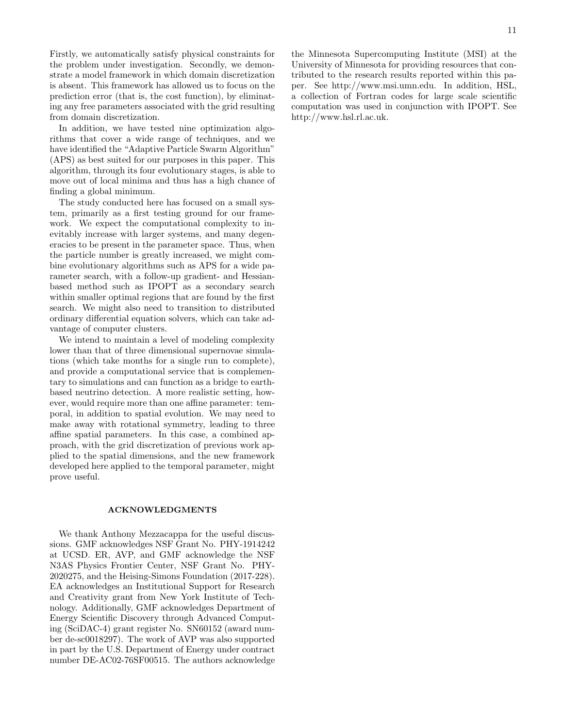Firstly, we automatically satisfy physical constraints for the problem under investigation. Secondly, we demonstrate a model framework in which domain discretization is absent. This framework has allowed us to focus on the prediction error (that is, the cost function), by eliminating any free parameters associated with the grid resulting from domain discretization.

In addition, we have tested nine optimization algorithms that cover a wide range of techniques, and we have identified the "Adaptive Particle Swarm Algorithm" (APS) as best suited for our purposes in this paper. This algorithm, through its four evolutionary stages, is able to move out of local minima and thus has a high chance of finding a global minimum.

The study conducted here has focused on a small system, primarily as a first testing ground for our framework. We expect the computational complexity to inevitably increase with larger systems, and many degeneracies to be present in the parameter space. Thus, when the particle number is greatly increased, we might combine evolutionary algorithms such as APS for a wide parameter search, with a follow-up gradient- and Hessian-based method such as IPOPT as a secondary search within smaller optimal regions that are found by the first search. We might also need to transition to distributed ordinary differential equation solvers, which can take advantage of computer clusters.

We intend to maintain a level of modeling complexity lower than that of three dimensional supernovae simulations (which take months for a single run to complete), and provide a computational service that is complementary to simulations and can function as a bridge to earth-based neutrino detection. A more realistic setting, however, would require more than one affine parameter: temporal, in addition to spatial evolution. We may need to make away with rotational symmetry, leading to three affine spatial parameters. In this case, a combined approach, with the grid discretization of previous work applied to the spatial dimensions, and the new framework developed here applied to the temporal parameter, might prove useful.

## ACKNOWLEDGMENTS

We thank Anthony Mezzacappa for the useful discussions. GMF acknowledges NSF Grant No. PHY-1914242 at UCSD. ER, AVP, and GMF acknowledge the NSF N3AS Physics Frontier Center, NSF Grant No. PHY-2020275, and the Heising-Simons Foundation (2017-228). EA acknowledges an Institutional Support for Research and Creativity grant from New York Institute of Technology. Additionally, GMF acknowledges Department of Energy Scientific Discovery through Advanced Computing (SciDAC-4) grant register No. SN60152 (award number de-sc0018297). The work of AVP was also supported in part by the U.S. Department of Energy under contract number DE-AC02-76SF00515. The authors acknowledge the Minnesota Supercomputing Institute (MSI) at the University of Minnesota for providing resources that contributed to the research results reported within this paper. See http://www.msi.umn.edu. In addition, HSL, a collection of Fortran codes for large scale scientific computation was used in conjunction with IPOPT. See http://www.hsl.rl.ac.uk.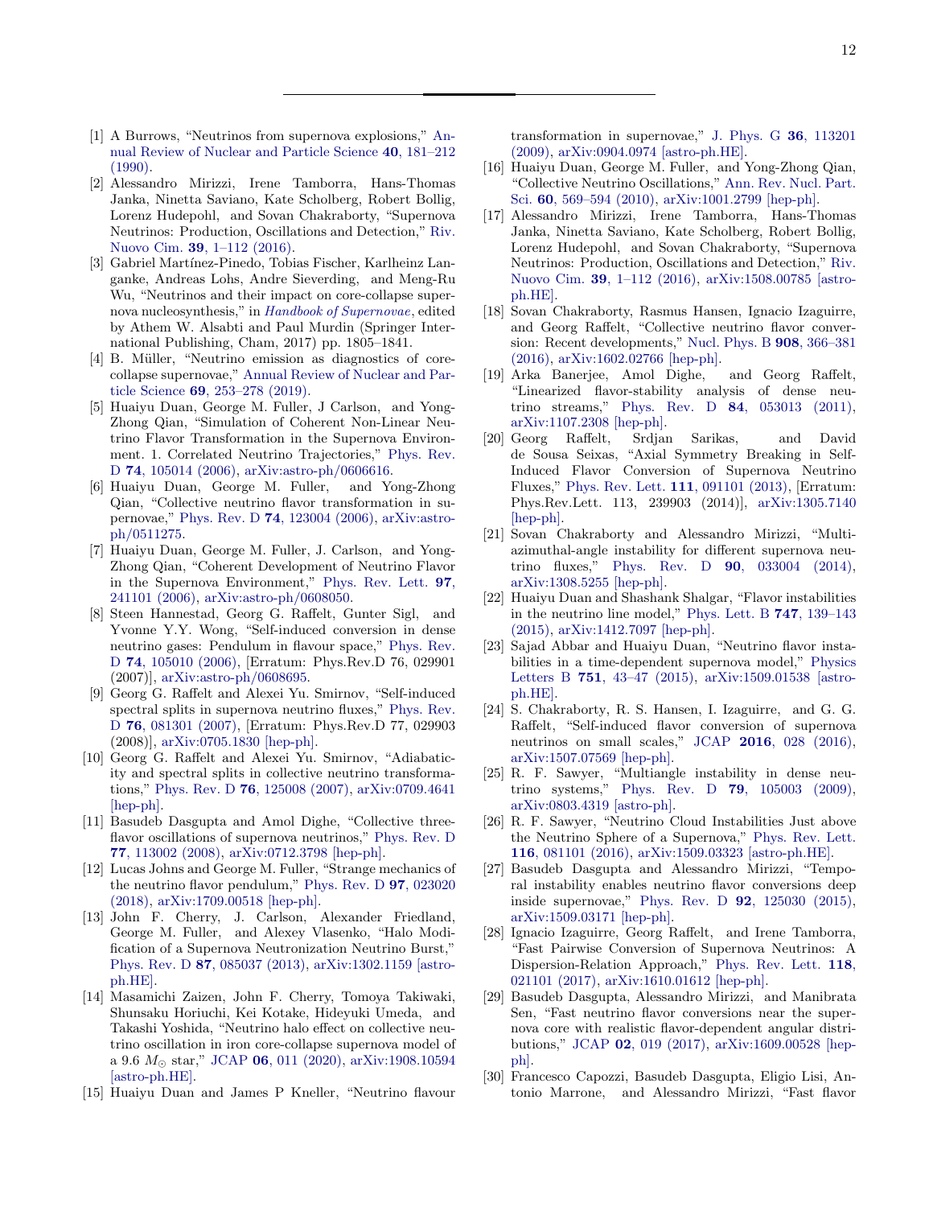[1] A Burrows, "Neutrinos from supernova explosions," Annual Review of Nuclear and Particle Science **40**, 181–212 (1990).

[2] Alessandro Mirizzi, Irene Tamborra, Hans-Thomas Janka, Ninetta Saviano, Kate Scholberg, Robert Bollig, Lorenz Hudepohl, and Sovan Chakraborty, "Supernova Neutrinos: Production, Oscillations and Detection," Riv. Nuovo Cim. **39**, 1–112 (2016).

[3] Gabriel Martínez-Pinedo, Tobias Fischer, Karlheinz Langanke, Andreas Lohs, Andre Sieverding, and Meng-Ru Wu, "Neutrinos and their impact on core-collapse supernova nucleosynthesis," in *Handbook of Supernovae*, edited by Athem W. Alsabti and Paul Murdin (Springer International Publishing, Cham, 2017) pp. 1805–1841.

[4] B. Müller, "Neutrino emission as diagnostics of core-collapse supernovae," Annual Review of Nuclear and Particle Science **69**, 253–278 (2019).

[5] Huaiyu Duan, George M. Fuller, J Carlson, and Yong-Zhong Qian, "Simulation of Coherent Non-Linear Neutrino Flavor Transformation in the Supernova Environment. 1. Correlated Neutrino Trajectories," Phys. Rev. D **74**, 105014 (2006), arXiv:astro-ph/0606616.

[6] Huaiyu Duan, George M. Fuller, and Yong-Zhong Qian, "Collective neutrino flavor transformation in supernovae," Phys. Rev. D **74**, 123004 (2006), arXiv:astro-ph/0511275.

[7] Huaiyu Duan, George M. Fuller, J. Carlson, and Yong-Zhong Qian, "Coherent Development of Neutrino Flavor in the Supernova Environment," Phys. Rev. Lett. **97**, 241101 (2006), arXiv:astro-ph/0608050.

[8] Steen Hannestad, Georg G. Raffelt, Gunter Sigl, and Yvonne Y.Y. Wong, "Self-induced conversion in dense neutrino gases: Pendulum in flavour space," Phys. Rev. D **74**, 105010 (2006), [Erratum: Phys.Rev.D 76, 029901 (2007)], arXiv:astro-ph/0608695.

[9] Georg G. Raffelt and Alexei Yu. Smirnov, "Self-induced spectral splits in supernova neutrino fluxes," Phys. Rev. D **76**, 081301 (2007), [Erratum: Phys.Rev.D 77, 029903 (2008)], arXiv:0705.1830 [hep-ph].

[10] Georg G. Raffelt and Alexei Yu. Smirnov, "Adiabaticity and spectral splits in collective neutrino transformations," Phys. Rev. D **76**, 125008 (2007), arXiv:0709.4641 [hep-ph].

[11] Basudeb Dasgupta and Amol Dighe, "Collective three-flavor oscillations of supernova neutrinos," Phys. Rev. D **77**, 113002 (2008), arXiv:0712.3798 [hep-ph].

[12] Lucas Johns and George M. Fuller, "Strange mechanics of the neutrino flavor pendulum," Phys. Rev. D **97**, 023020 (2018), arXiv:1709.00518 [hep-ph].

[13] John F. Cherry, J. Carlson, Alexander Friedland, George M. Fuller, and Alexey Vlasenko, "Halo Modification of a Supernova Neutronization Neutrino Burst," Phys. Rev. D **87**, 085037 (2013), arXiv:1302.1159 [astro-ph.HE].

[14] Masamichi Zaizen, John F. Cherry, Tomoya Takiwaki, Shunsaku Horiuchi, Kei Kotake, Hideyuki Umeda, and Takashi Yoshida, "Neutrino halo effect on collective neutrino oscillation in iron core-collapse supernova model of a 9.6 $M_{\odot}$ star," JCAP **06**, 011 (2020), arXiv:1908.10594 [astro-ph.HE].

[15] Huaiyu Duan and James P Kneller, "Neutrino flavour transformation in supernovae," J. Phys. G **36**, 113201 (2009), arXiv:0904.0974 [astro-ph.HE].

[16] Huaiyu Duan, George M. Fuller, and Yong-Zhong Qian, "Collective Neutrino Oscillations," Ann. Rev. Nucl. Part. Sci. **60**, 569–594 (2010), arXiv:1001.2799 [hep-ph].

[17] Alessandro Mirizzi, Irene Tamborra, Hans-Thomas Janka, Ninetta Saviano, Kate Scholberg, Robert Bollig, Lorenz Hudepohl, and Sovan Chakraborty, "Supernova Neutrinos: Production, Oscillations and Detection," Riv. Nuovo Cim. **39**, 1–112 (2016), arXiv:1508.00785 [astro-ph.HE].

[18] Sovan Chakraborty, Rasmus Hansen, Ignacio Izaguirre, and Georg Raffelt, "Collective neutrino flavor conversion: Recent developments," Nucl. Phys. B **908**, 366–381 (2016), arXiv:1602.02766 [hep-ph].

[19] Arka Banerjee, Amol Dighe, and Georg Raffelt, "Linearized flavor-stability analysis of dense neutrino streams," Phys. Rev. D **84**, 053013 (2011), arXiv:1107.2308 [hep-ph].

[20] Georg Raffelt, Srdjan Sarikas, and David de Sousa Seixas, "Axial Symmetry Breaking in Self-Induced Flavor Conversion of Supernova Neutrino Fluxes," Phys. Rev. Lett. **111**, 091101 (2013), [Erratum: Phys.Rev.Lett. 113, 239903 (2014)], arXiv:1305.7140 [hep-ph].

[21] Sovan Chakraborty and Alessandro Mirizzi, "Multi-azimuthal-angle instability for different supernova neutrino fluxes," Phys. Rev. D **90**, 033004 (2014), arXiv:1308.5255 [hep-ph].

[22] Huaiyu Duan and Shashank Shalgar, "Flavor instabilities in the neutrino line model," Phys. Lett. B **747**, 139–143 (2015), arXiv:1412.7097 [hep-ph].

[23] Sajad Abbar and Huaiyu Duan, "Neutrino flavor instabilities in a time-dependent supernova model," Physics Letters B **751**, 43–47 (2015), arXiv:1509.01538 [astro-ph.HE].

[24] S. Chakraborty, R. S. Hansen, I. Izaguirre, and G. G. Raffelt, "Self-induced flavor conversion of supernova neutrinos on small scales," JCAP **2016**, 028 (2016), arXiv:1507.07569 [hep-ph].

[25] R. F. Sawyer, "Multiangle instability in dense neutrino systems," Phys. Rev. D **79**, 105003 (2009), arXiv:0803.4319 [astro-ph].

[26] R. F. Sawyer, "Neutrino Cloud Instabilities Just above the Neutrino Sphere of a Supernova," Phys. Rev. Lett. **116**, 081101 (2016), arXiv:1509.03323 [astro-ph.HE].

[27] Basudeb Dasgupta and Alessandro Mirizzi, "Temporal instability enables neutrino flavor conversions deep inside supernovae," Phys. Rev. D **92**, 125030 (2015), arXiv:1509.03171 [hep-ph].

[28] Ignacio Izaguirre, Georg Raffelt, and Irene Tamborra, "Fast Pairwise Conversion of Supernova Neutrinos: A Dispersion-Relation Approach," Phys. Rev. Lett. **118**, 021101 (2017), arXiv:1610.01612 [hep-ph].

[29] Basudeb Dasgupta, Alessandro Mirizzi, and Manibrata Sen, "Fast neutrino flavor conversions near the supernova core with realistic flavor-dependent angular distributions," JCAP **02**, 019 (2017), arXiv:1609.00528 [hep-ph].

[30] Francesco Capozzi, Basudeb Dasgupta, Eligio Lisi, Antonio Marrone, and Alessandro Mirizzi, "Fast flavor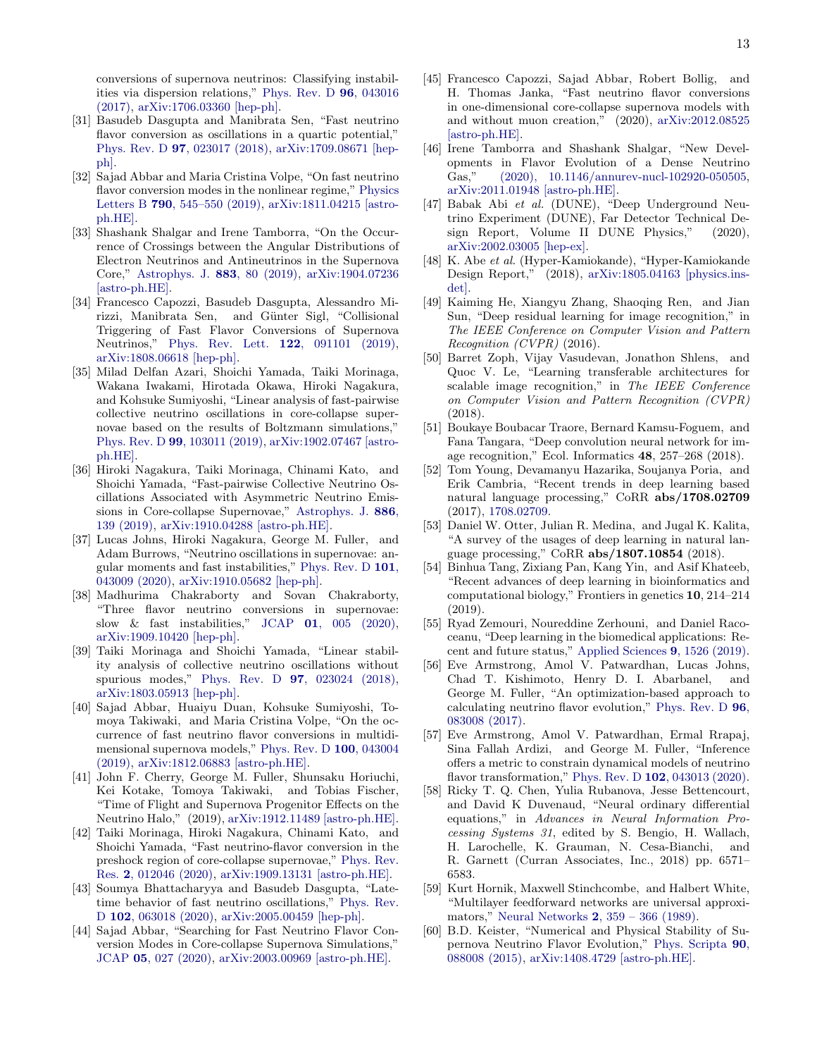conversions of supernova neutrinos: Classifying instabilities via dispersion relations," Phys. Rev. D **96**, 043016 (2017), arXiv:1706.03360 [hep-ph].

[31] Basudeb Dasgupta and Manibrata Sen, "Fast neutrino flavor conversion as oscillations in a quartic potential," Phys. Rev. D **97**, 023017 (2018), arXiv:1709.08671 [hep-ph].

[32] Sajad Abbar and Maria Cristina Volpe, "On fast neutrino flavor conversion modes in the nonlinear regime," Physics Letters B **790**, 545–550 (2019), arXiv:1811.04215 [astro-ph.HE].

[33] Shashank Shalgar and Irene Tamborra, "On the Occurrence of Crossings between the Angular Distributions of Electron Neutrinos and Antineutrinos in the Supernova Core," Astrophys. J. **883**, 80 (2019), arXiv:1904.07236 [astro-ph.HE].

[34] Francesco Capozzi, Basudeb Dasgupta, Alessandro Mirizzi, Manibrata Sen, and Günter Sigl, "Collisional Triggering of Fast Flavor Conversions of Supernova Neutrinos," Phys. Rev. Lett. **122**, 091101 (2019), arXiv:1808.06618 [hep-ph].

[35] Milad Delfan Azari, Shoichi Yamada, Taiki Morinaga, Wakana Iwakami, Hirotada Okawa, Hiroki Nagakura, and Kohsuke Sumiyoshi, "Linear analysis of fast-pairwise collective neutrino oscillations in core-collapse supernovae based on the results of Boltzmann simulations," Phys. Rev. D **99**, 103011 (2019), arXiv:1902.07467 [astro-ph.HE].

[36] Hiroki Nagakura, Taiki Morinaga, Chinami Kato, and Shoichi Yamada, "Fast-pairwise Collective Neutrino Oscillations Associated with Asymmetric Neutrino Emissions in Core-collapse Supernovae," Astrophys. J. **886**, 139 (2019), arXiv:1910.04288 [astro-ph.HE].

[37] Lucas Johns, Hiroki Nagakura, George M. Fuller, and Adam Burrows, "Neutrino oscillations in supernovae: angular moments and fast instabilities," Phys. Rev. D **101**, 043009 (2020), arXiv:1910.05682 [hep-ph].

[38] Madhurima Chakraborty and Sovan Chakraborty, "Three flavor neutrino conversions in supernovae: slow & fast instabilities," JCAP **01**, 005 (2020), arXiv:1909.10420 [hep-ph].

[39] Taiki Morinaga and Shoichi Yamada, "Linear stability analysis of collective neutrino oscillations without spurious modes," Phys. Rev. D **97**, 023024 (2018), arXiv:1803.05913 [hep-ph].

[40] Sajad Abbar, Huaiyu Duan, Kohsuke Sumiyoshi, Tomoya Takiwaki, and Maria Cristina Volpe, "On the occurrence of fast neutrino flavor conversions in multidimensional supernova models," Phys. Rev. D **100**, 043004 (2019), arXiv:1812.06883 [astro-ph.HE].

[41] John F. Cherry, George M. Fuller, Shunsaku Horiuchi, Kei Kotake, Tomoya Takiwaki, and Tobias Fischer, "Time of Flight and Supernova Progenitor Effects on the Neutrino Halo," (2019), arXiv:1912.11489 [astro-ph.HE].

[42] Taiki Morinaga, Hiroki Nagakura, Chinami Kato, and Shoichi Yamada, "Fast neutrino-flavor conversion in the preshock region of core-collapse supernovae," Phys. Rev. Res. **2**, 012046 (2020), arXiv:1909.13131 [astro-ph.HE].

[43] Soumya Bhattacharyya and Basudeb Dasgupta, "Late-time behavior of fast neutrino oscillations," Phys. Rev. D **102**, 063018 (2020), arXiv:2005.00459 [hep-ph].

[44] Sajad Abbar, "Searching for Fast Neutrino Flavor Conversion Modes in Core-collapse Supernova Simulations," JCAP **05**, 027 (2020), arXiv:2003.00969 [astro-ph.HE].

[45] Francesco Capozzi, Sajad Abbar, Robert Bollig, and H. Thomas Janka, "Fast neutrino flavor conversions in one-dimensional core-collapse supernova models with and without muon creation," (2020), arXiv:2012.08525 [astro-ph.HE].

[46] Irene Tamborra and Shashank Shalgar, "New Developments in Flavor Evolution of a Dense Neutrino Gas," (2020), 10.1146/annurev-nucl-102920-050505, arXiv:2011.01948 [astro-ph.HE].

[47] Babak Abi *et al.* (DUNE), "Deep Underground Neutrino Experiment (DUNE), Far Detector Technical Design Report, Volume II DUNE Physics," (2020), arXiv:2002.03005 [hep-ex].

[48] K. Abe *et al.* (Hyper-Kamiokande), "Hyper-Kamiokande Design Report," (2018), arXiv:1805.04163 [physics.ins-det].

[49] Kaiming He, Xiangyu Zhang, Shaoqing Ren, and Jian Sun, "Deep residual learning for image recognition," in *The IEEE Conference on Computer Vision and Pattern Recognition (CVPR)* (2016).

[50] Barret Zoph, Vijay Vasudevan, Jonathon Shlens, and Quoc V. Le, "Learning transferable architectures for scalable image recognition," in *The IEEE Conference on Computer Vision and Pattern Recognition (CVPR)* (2018).

[51] Boukaye Boubacar Traore, Bernard Kamsu-Foguem, and Fana Tangara, "Deep convolution neural network for image recognition," Ecol. Informatics **48**, 257–268 (2018).

[52] Tom Young, Devamanyu Hazarika, Soujanya Poria, and Erik Cambria, "Recent trends in deep learning based natural language processing," CoRR **abs/1708.02709** (2017), 1708.02709.

[53] Daniel W. Otter, Julian R. Medina, and Jugal K. Kalita, "A survey of the usages of deep learning in natural language processing," CoRR **abs/1807.10854** (2018).

[54] Binhua Tang, Zixiang Pan, Kang Yin, and Asif Khateeb, "Recent advances of deep learning in bioinformatics and computational biology," Frontiers in genetics **10**, 214–214 (2019).

[55] Ryad Zemouri, Noureddine Zerhouni, and Daniel Racoceanu, "Deep learning in the biomedical applications: Recent and future status," Applied Sciences **9**, 1526 (2019).

[56] Eve Armstrong, Amol V. Patwardhan, Lucas Johns, Chad T. Kishimoto, Henry D. I. Abarbanel, and George M. Fuller, "An optimization-based approach to calculating neutrino flavor evolution," Phys. Rev. D **96**, 083008 (2017).

[57] Eve Armstrong, Amol V. Patwardhan, Ermal Rrapaj, Sina Fallah Ardizi, and George M. Fuller, "Inference offers a metric to constrain dynamical models of neutrino flavor transformation," Phys. Rev. D **102**, 043013 (2020).

[58] Ricky T. Q. Chen, Yulia Rubanova, Jesse Bettencourt, and David K Duvenaud, "Neural ordinary differential equations," in *Advances in Neural Information Processing Systems 31*, edited by S. Bengio, H. Wallach, H. Larochelle, K. Grauman, N. Cesa-Bianchi, and R. Garnett (Curran Associates, Inc., 2018) pp. 6571–6583.

[59] Kurt Hornik, Maxwell Stinchcombe, and Halbert White, "Multilayer feedforward networks are universal approximators," Neural Networks **2**, 359 – 366 (1989).

[60] B.D. Keister, "Numerical and Physical Stability of Supernova Neutrino Flavor Evolution," Phys. Scripta **90**, 088008 (2015), arXiv:1408.4729 [astro-ph.HE].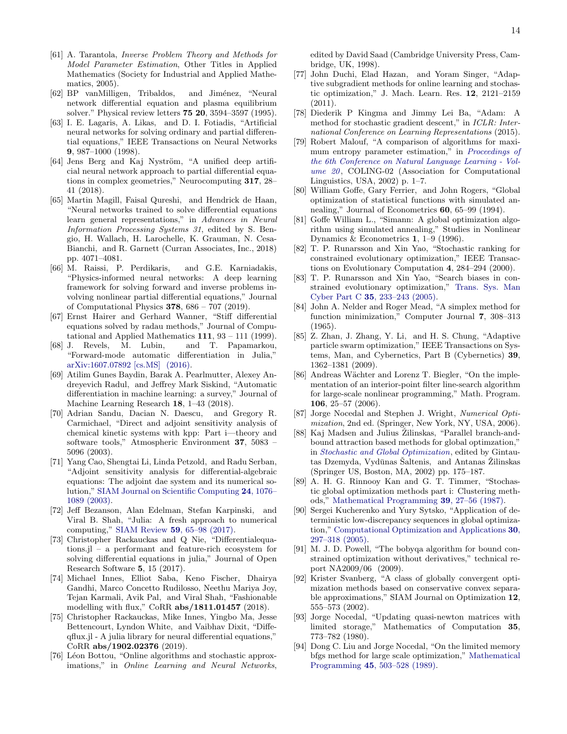[61] A. Tarantola, *Inverse Problem Theory and Methods for Model Parameter Estimation*, Other Titles in Applied Mathematics (Society for Industrial and Applied Mathematics, 2005).

[62] BP vanMilligen, Tribaldos, and Jiménez, "Neural network differential equation and plasma equilibrium solver." Physical review letters **75 20**, 3594–3597 (1995).

[63] I. E. Lagaris, A. Likas, and D. I. Fotiadis, "Artificial neural networks for solving ordinary and partial differential equations," IEEE Transactions on Neural Networks **9**, 987–1000 (1998).

[64] Jens Berg and Kaj Nyström, "A unified deep artificial neural network approach to partial differential equations in complex geometries," Neurocomputing **317**, 28–41 (2018).

[65] Martin Magill, Faisal Qureshi, and Hendrick de Haan, "Neural networks trained to solve differential equations learn general representations," in *Advances in Neural Information Processing Systems 31*, edited by S. Bengio, H. Wallach, H. Larochelle, K. Grauman, N. Cesa-Bianchi, and R. Garnett (Curran Associates, Inc., 2018) pp. 4071–4081.

[66] M. Raissi, P. Perdikaris, and G.E. Karniadakis, "Physics-informed neural networks: A deep learning framework for solving forward and inverse problems involving nonlinear partial differential equations," Journal of Computational Physics **378**, 686 – 707 (2019).

[67] Ernst Hairer and Gerhard Wanner, "Stiff differential equations solved by radau methods," Journal of Computational and Applied Mathematics **111**, 93 – 111 (1999).

[68] J. Revels, M. Lubin, and T. Papamarkou, "Forward-mode automatic differentiation in Julia," arXiv:1607.07892 [cs.MS] (2016).

[69] Atilim Gunes Baydin, Barak A. Pearlmutter, Alexey Andreyevich Radul, and Jeffrey Mark Siskind, "Automatic differentiation in machine learning: a survey," Journal of Machine Learning Research **18**, 1–43 (2018).

[70] Adrian Sandu, Dacian N. Daescu, and Gregory R. Carmichael, "Direct and adjoint sensitivity analysis of chemical kinetic systems with kpp: Part i—theory and software tools," Atmospheric Environment **37**, 5083 – 5096 (2003).

[71] Yang Cao, Shengtai Li, Linda Petzold, and Radu Serban, "Adjoint sensitivity analysis for differential-algebraic equations: The adjoint dae system and its numerical solution," SIAM Journal on Scientific Computing **24**, 1076–1089 (2003).

[72] Jeff Bezanson, Alan Edelman, Stefan Karpinski, and Viral B. Shah, "Julia: A fresh approach to numerical computing," SIAM Review **59**, 65–98 (2017).

[73] Christopher Rackauckas and Q Nie, "Differentialequations.jl – a performant and feature-rich ecosystem for solving differential equations in julia," Journal of Open Research Software **5**, 15 (2017).

[74] Michael Innes, Elliot Saba, Keno Fischer, Dhairya Gandhi, Marco Concetto Rudilosso, Neethu Mariya Joy, Tejan Karmali, Avik Pal, and Viral Shah, "Fashionable modelling with flux," CoRR **abs/1811.01457** (2018).

[75] Christopher Rackauckas, Mike Innes, Yingbo Ma, Jesse Bettencourt, Lyndon White, and Vaibhav Dixit, "Diffeqflux.jl - A julia library for neural differential equations," CoRR **abs/1902.02376** (2019).

[76] Léon Bottou, "Online algorithms and stochastic approximations," in *Online Learning and Neural Networks*, edited by David Saad (Cambridge University Press, Cambridge, UK, 1998).

[77] John Duchi, Elad Hazan, and Yoram Singer, "Adaptive subgradient methods for online learning and stochastic optimization," J. Mach. Learn. Res. **12**, 2121–2159 (2011).

[78] Diederik P Kingma and Jimmy Lei Ba, "Adam: A method for stochastic gradient descent," in *ICLR: International Conference on Learning Representations* (2015).

[79] Robert Malouf, "A comparison of algorithms for maximum entropy parameter estimation," in *Proceedings of the 6th Conference on Natural Language Learning - Volume 20*, COLING-02 (Association for Computational Linguistics, USA, 2002) p. 1–7.

[80] William Goffe, Gary Ferrier, and John Rogers, "Global optimization of statistical functions with simulated annealing," Journal of Econometrics **60**, 65–99 (1994).

[81] Goffe William L., "Simann: A global optimization algorithm using simulated annealing," Studies in Nonlinear Dynamics & Econometrics **1**, 1–9 (1996).

[82] T. P. Runarsson and Xin Yao, "Stochastic ranking for constrained evolutionary optimization," IEEE Transactions on Evolutionary Computation **4**, 284–294 (2000).

[83] T. P. Runarsson and Xin Yao, "Search biases in constrained evolutionary optimization," Trans. Sys. Man Cyber Part C **35**, 233–243 (2005).

[84] John A. Nelder and Roger Mead, "A simplex method for function minimization," Computer Journal **7**, 308–313 (1965).

[85] Z. Zhan, J. Zhang, Y. Li, and H. S. Chung, "Adaptive particle swarm optimization," IEEE Transactions on Systems, Man, and Cybernetics, Part B (Cybernetics) **39**, 1362–1381 (2009).

[86] Andreas Wächter and Lorenz T. Biegler, "On the implementation of an interior-point filter line-search algorithm for large-scale nonlinear programming," Math. Program. **106**, 25–57 (2006).

[87] Jorge Nocedal and Stephen J. Wright, *Numerical Optimization*, 2nd ed. (Springer, New York, NY, USA, 2006).

[88] Kaj Madsen and Julius Žilinskas, "Parallel branch-and-bound attraction based methods for global optimzation," in *Stochastic and Global Optimization*, edited by Gintautas Dzemyda, Vydūnas Šaltenis, and Antanas Žilinskas (Springer US, Boston, MA, 2002) pp. 175–187.

[89] A. H. G. Rinnooy Kan and G. T. Timmer, "Stochastic global optimization methods part i: Clustering methods," Mathematical Programming **39**, 27–56 (1987).

[90] Sergei Kucherenko and Yury Sytsko, "Application of deterministic low-discrepancy sequences in global optimization," Computational Optimization and Applications **30**, 297–318 (2005).

[91] M. J. D. Powell, "The bobyqa algorithm for bound constrained optimization without derivatives," technical report NA2009/06 (2009).

[92] Krister Svanberg, "A class of globally convergent optimization methods based on conservative convex separable approximations," SIAM Journal on Optimization **12**, 555–573 (2002).

[93] Jorge Nocedal, "Updating quasi-newton matrices with limited storage," Mathematics of Computation **35**, 773–782 (1980).

[94] Dong C. Liu and Jorge Nocedal, "On the limited memory bfgs method for large scale optimization," Mathematical Programming **45**, 503–528 (1989).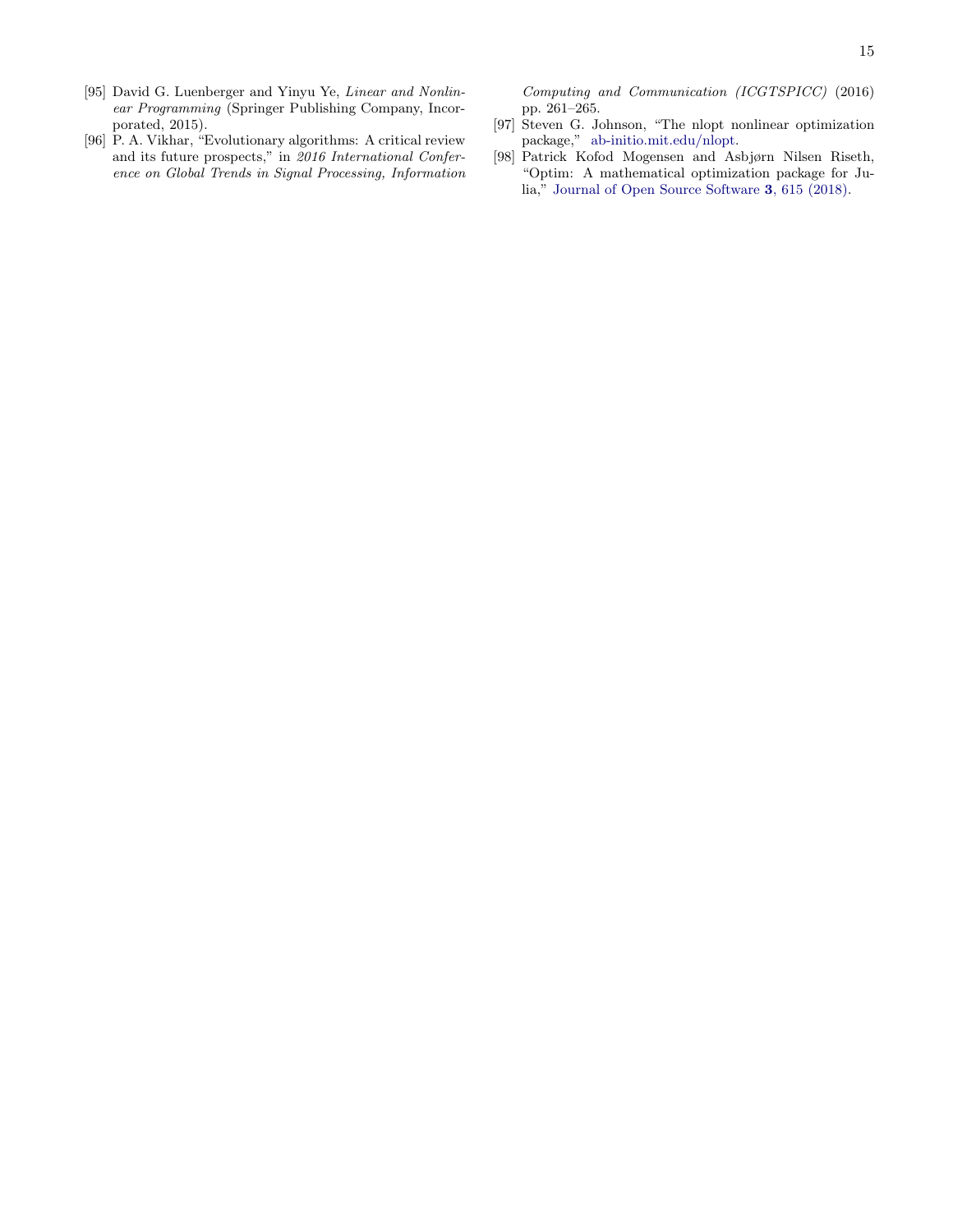[95] David G. Luenberger and Yinyu Ye, *Linear and Nonlinear Programming* (Springer Publishing Company, Incorporated, 2015).

[96] P. A. Vikhar, "Evolutionary algorithms: A critical review and its future prospects," in *2016 International Conference on Global Trends in Signal Processing, Information Computing and Communication (ICGTSPICC)* (2016) pp. 261–265.

[97] Steven G. Johnson, "The nlopt nonlinear optimization package," ab-initio.mit.edu/nlopt.

[98] Patrick Kofod Mogensen and Asbjørn Nilsen Riseth, "Optim: A mathematical optimization package for Julia," Journal of Open Source Software **3**, 615 (2018).